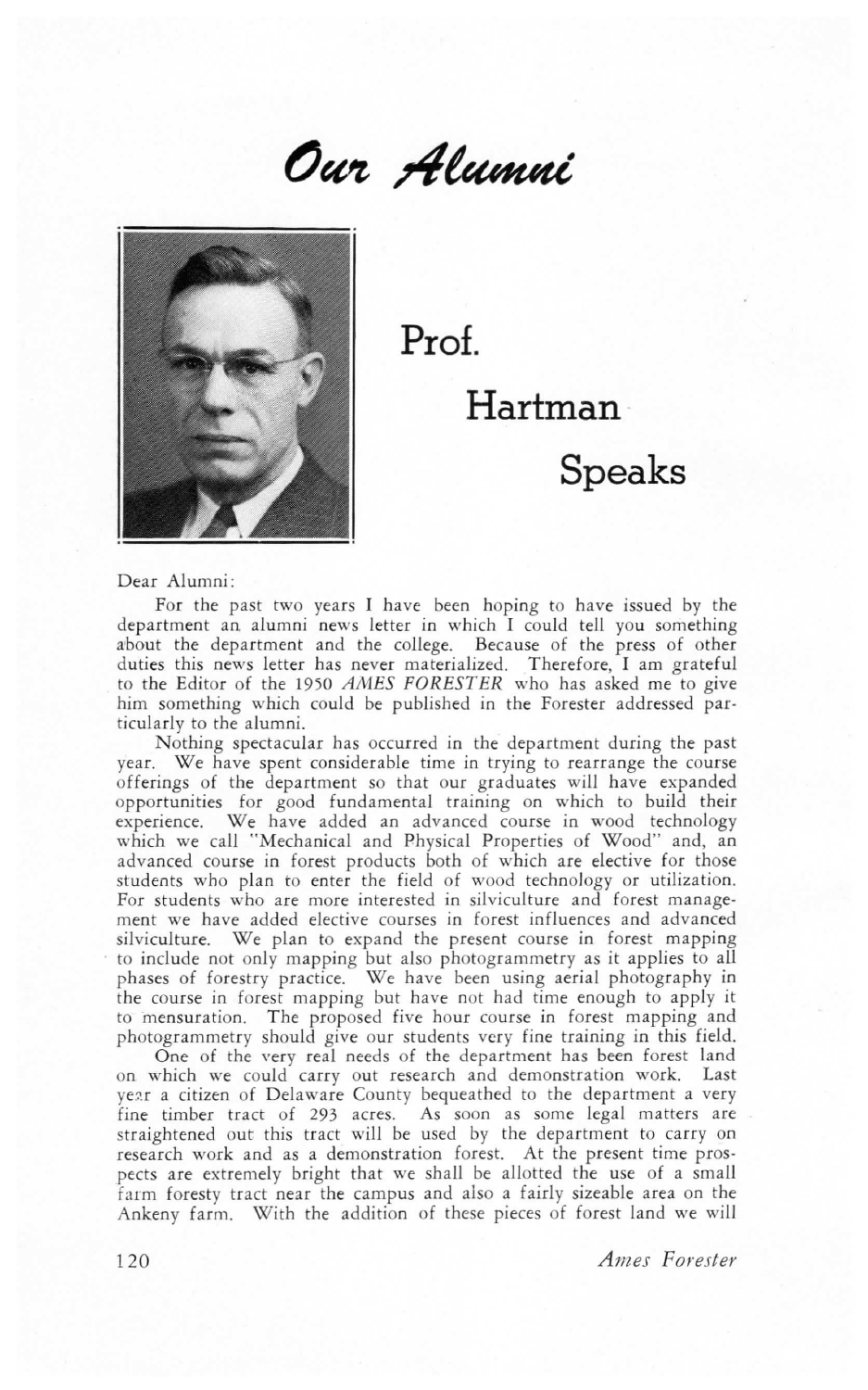# Our Alumni

## Prof. Hartman Speaks

Dear Alumni:

For the past two years I have been hoping to have issued by the department an alumni news letter in which I could tell you something about the department and the college. Because of the press of other duties this news letter has never materialized. Therefore, I am grateful to the Editor of the 1950 *AMES FORESTER* who has asked me to give him something which could be published in the Forester addressed particularly to the alumni.

Nothing spectacular has occurred in the department during the past year. We have spent considerable time in trying to rearrange the course offerings of the department so that our graduates will have expanded opportunities for good fundamental training on which to build their experience. We have added an advanced course in wood technology which we call "Mechanical and Physical Properties of Wood" and, an advanced course in forest products both of which are elective for those students who plan to enter the field of wood technology or utilization. For students who are more interested in silviculture and forest management we have added elective courses in forest influences and advanced silviculture. We plan to expand the present course in forest mapping to include not only mapping but also photogrammetry as it applies to all phases of forestry practice. We have been using aerial photography in the course in forest mapping but have not had time enough to apply it to mensuration. The proposed five hour course in forest mapping and photogrammetry should give our students very fine training in this field.

One of the very real needs of the department has been forest land on which we could carry out research and demonstration work. Last year a citizen of Delaware County bequeathed to the department a very fine timber tract of 293 acres. As soon as some legal matters are straightened out this tract will be used by the department to carry on research work and as a demonstration forest. At the present time prospects are extremely bright that we shall be allotted the use of a small farm foresty tract near the campus and also a fairly sizeable area on the Ankeny farm. With the addition of these pieces of forest land we will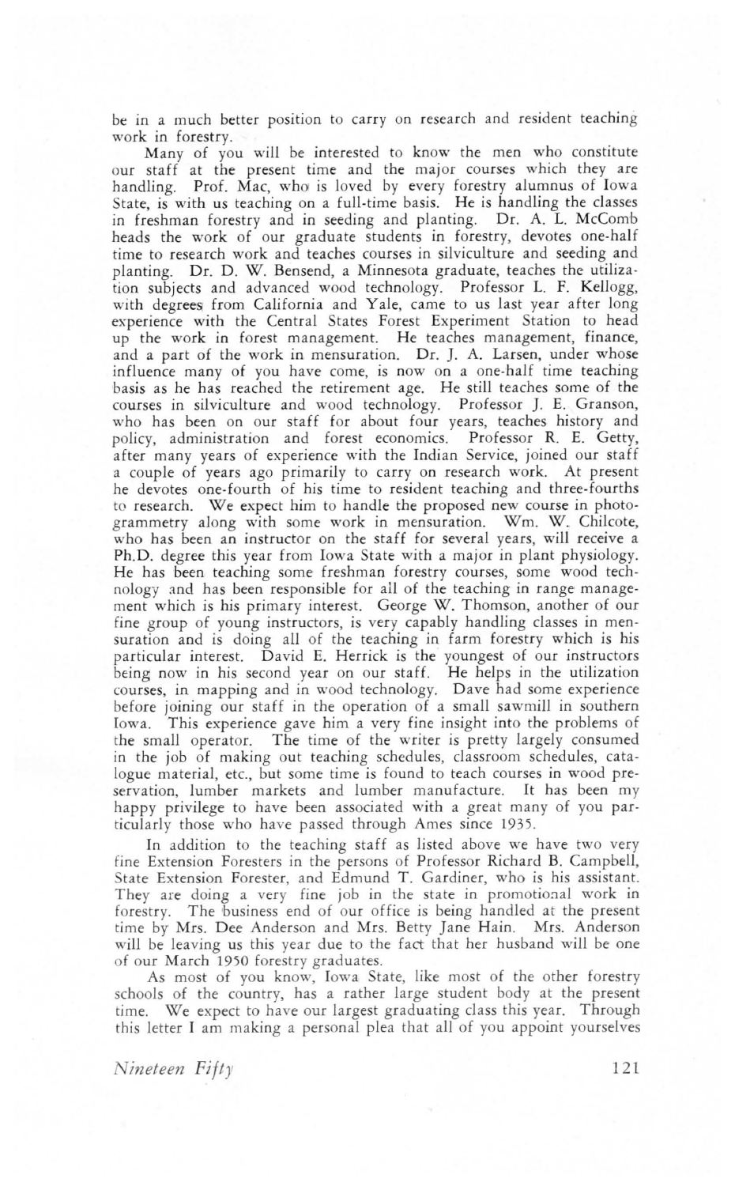be in a much better position to carry on research and resident teaching work in forestry.

Many of you will be interested to know the men who constitute our staff at the present time and the major courses which they are handling. Prof. Mac, who is loved by every forestry alumnus of Iowa State, is with us teaching on a full-time basis. He is handling the classes in freshman forestry and in seeding and planting. Dr. A. L. McComb heads the work of our graduate students in forestry, devotes one-half time to research work and teaches courses in silviculture and seeding and planting. Dr. D. W. Bensend, a Minnesota graduate, teaches the utilization subjects and advanced wood technology. Professor L. F. Kellogg, with degrees from California and Yale, came to us last year after long experience with the Central States Forest Experiment Station to head up the work in forest management. He teaches management, finance, and a part of the work in mensuration. Dr. J. A. Larsen, under whose influence many of you have come, is now on a one-half time teaching basis as he has reached the retirement age. He still teaches some of the courses in silviculture and wood technology. Professor J. E. Granson, who has been on our staff for about four years, teaches history and policy, administration and forest economics. Professor R. E. Getty, after many years of experience with the Indian Service, joined our staff a couple of years ago primarily to carry on research work. At present he devotes one-fourth of his time to resident teaching and three-fourths to research. We expect him to handle the proposed new course in photogrammetry along with some work in mensuration. Wm. W. Chilcote, who has been an instructor on the staff for several years, will receive a Ph.D. degree this year from Iowa State with a major in plant physiology. He has been teaching some freshman forestry courses, some wood technology and has been responsible for all of the teaching in range management which is his primary interest. George W. Thomson, another of our fine group of young instructors, is very capably handling classes in mensuration and is doing all of the teaching in farm forestry which is his particular interest. David E. Herrick is the youngest of our instructors being now in his second year on our staff. He helps in the utilization courses, in mapping and in wood technology. Dave had some experience before joining our staff in the operation of a small sawmill in southern Iowa. This experience gave him a very fine insight into the problems of the small operator. The time of the writer is pretty largely consumed in the job of making out teaching schedules, classroom schedules, catalogue material, etc., but some time is found to teach courses in wood preservation, lumber markets and lumber manufacture. It has been my happy privilege to have been associated with a great many of you particularly those who have passed through Ames since 1935.

In addition to the teaching staff as listed above we have two very fine Extension Foresters in the persons of Professor Richard B. Campbell, State Extension Forester, and Edmund T. Gardiner, who is his assistant. They are doing a very fine job in the state in promotional work in forestry. The business end of our office is being handled at the present time by Mrs. Dee Anderson and Mrs. Betty Jane Hain. Mrs. Anderson will be leaving us this year due to the fact that her husband will be one of our March 1950 forestry graduates.

As most of you know, Iowa State, like most of the other forestry schools of the country, has a rather large student body at the present time. We expect to have our largest graduating class this year. Through this letter I am making a personal plea that all of you appoint yourselves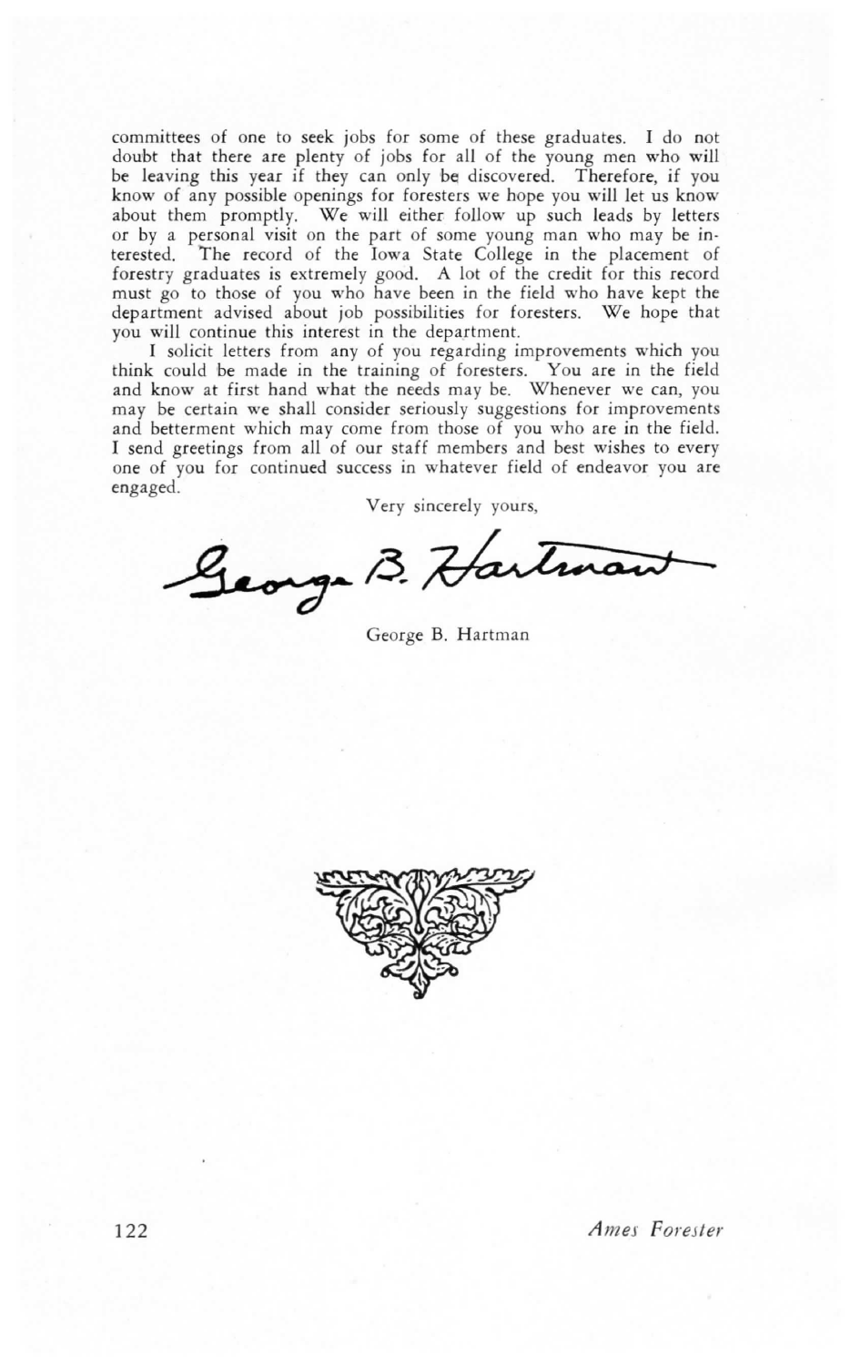committees of one to seek jobs for some of these graduates. I do not doubt that there are plenty of jobs for all of the young men who will be leaving this year if they can only be discovered. Therefore, if you know of any possible openings for foresters we hope you will let us know about them promptly. We will either follow up such leads by letters or by a personal visit on the part of some young man who may be interested. The record of the Iowa State College in the placement of forestry graduates is extremely good. A lot of the credit for this record must go to those of you who have been in the field who have kept the department advised about job possibilities for foresters. We hope that you will continue this interest in the department.

I solicit letters from any of you regarding improvements which you think could be made in the training of foresters. You are in the field and know at first hand what the needs may be. Whenever we can, you may be certain we shall consider seriously suggestions for improvements and betterment which may come from those of you who are in the field. I send greetings from all of our staff members and best wishes to every one of you for continued success in whatever field of endeavor you are engaged.

Very sincerely yours,

George B. Hartman

George B. Hartman